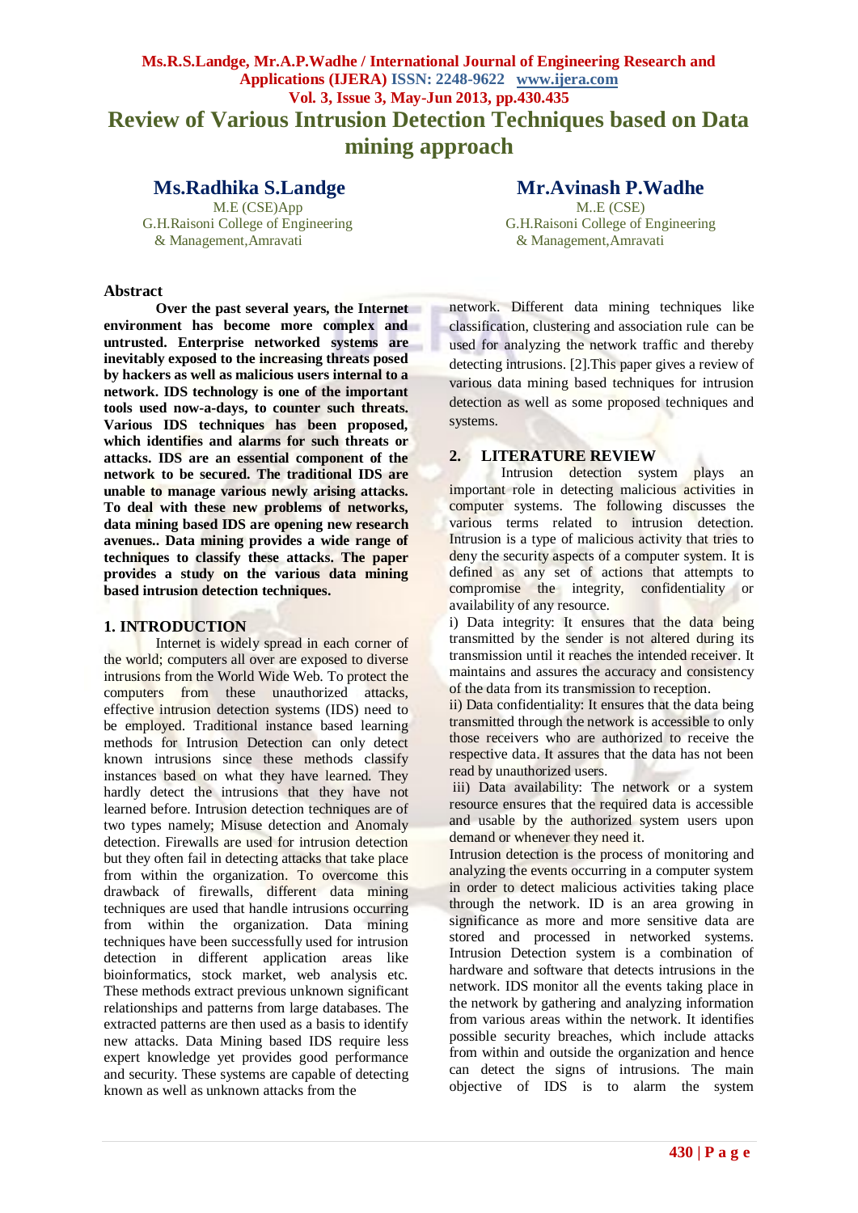# Review of Various Intrusion Detection Techniques based on Data mining approach

**Ms.Radhika S.Landge**
M.E (CSE)App
G.H.Raisoni College of Engineering
& Management,Amravati

**Mr.Avinash P.Wadhe**
M..E (CSE)
G.H.Raisoni College of Engineering
& Management,Amravati

## Abstract

**Over the past several years, the Internet environment has become more complex and untrusted. Enterprise networked systems are inevitably exposed to the increasing threats posed by hackers as well as malicious users internal to a network. IDS technology is one of the important tools used now-a-days, to counter such threats. Various IDS techniques has been proposed, which identifies and alarms for such threats or attacks. IDS are an essential component of the network to be secured. The traditional IDS are unable to manage various newly arising attacks. To deal with these new problems of networks, data mining based IDS are opening new research avenues.. Data mining provides a wide range of techniques to classify these attacks. The paper provides a study on the various data mining based intrusion detection techniques.**

## 1. INTRODUCTION

Internet is widely spread in each corner of the world; computers all over are exposed to diverse intrusions from the World Wide Web. To protect the computers from these unauthorized attacks, effective intrusion detection systems (IDS) need to be employed. Traditional instance based learning methods for Intrusion Detection can only detect known intrusions since these methods classify instances based on what they have learned. They hardly detect the intrusions that they have not learned before. Intrusion detection techniques are of two types namely; Misuse detection and Anomaly detection. Firewalls are used for intrusion detection but they often fail in detecting attacks that take place from within the organization. To overcome this drawback of firewalls, different data mining techniques are used that handle intrusions occurring from within the organization. Data mining techniques have been successfully used for intrusion detection in different application areas like bioinformatics, stock market, web analysis etc. These methods extract previous unknown significant relationships and patterns from large databases. The extracted patterns are then used as a basis to identify new attacks. Data Mining based IDS require less expert knowledge yet provides good performance and security. These systems are capable of detecting known as well as unknown attacks from the network. Different data mining techniques like classification, clustering and association rule can be used for analyzing the network traffic and thereby detecting intrusions. [2].This paper gives a review of various data mining based techniques for intrusion detection as well as some proposed techniques and systems.

## 2. LITERATURE REVIEW

Intrusion detection system plays an important role in detecting malicious activities in computer systems. The following discusses the various terms related to intrusion detection. Intrusion is a type of malicious activity that tries to deny the security aspects of a computer system. It is defined as any set of actions that attempts to compromise the integrity, confidentiality or availability of any resource.

i) Data integrity: It ensures that the data being transmitted by the sender is not altered during its transmission until it reaches the intended receiver. It maintains and assures the accuracy and consistency of the data from its transmission to reception.

ii) Data confidentiality: It ensures that the data being transmitted through the network is accessible to only those receivers who are authorized to receive the respective data. It assures that the data has not been read by unauthorized users.

iii) Data availability: The network or a system resource ensures that the required data is accessible and usable by the authorized system users upon demand or whenever they need it.

Intrusion detection is the process of monitoring and analyzing the events occurring in a computer system in order to detect malicious activities taking place through the network. ID is an area growing in significance as more and more sensitive data are stored and processed in networked systems. Intrusion Detection system is a combination of hardware and software that detects intrusions in the network. IDS monitor all the events taking place in the network by gathering and analyzing information from various areas within the network. It identifies possible security breaches, which include attacks from within and outside the organization and hence can detect the signs of intrusions. The main objective of IDS is to alarm the system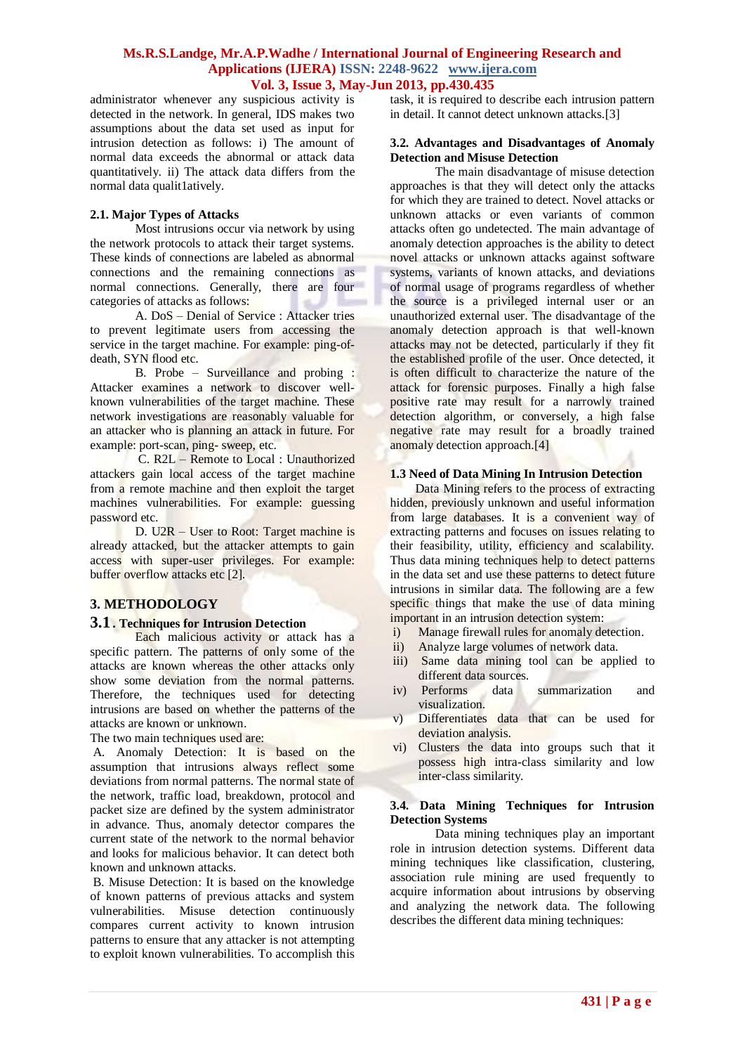administrator whenever any suspicious activity is detected in the network. In general, IDS makes two assumptions about the data set used as input for intrusion detection as follows: i) The amount of normal data exceeds the abnormal or attack data quantitatively. ii) The attack data differs from the normal data qualit1atively.

### 2.1. Major Types of Attacks

Most intrusions occur via network by using the network protocols to attack their target systems. These kinds of connections are labeled as abnormal connections and the remaining connections as normal connections. Generally, there are four categories of attacks as follows:

A. DoS – Denial of Service : Attacker tries to prevent legitimate users from accessing the service in the target machine. For example: ping-of-death, SYN flood etc.

B. Probe – Surveillance and probing : Attacker examines a network to discover well-known vulnerabilities of the target machine. These network investigations are reasonably valuable for an attacker who is planning an attack in future. For example: port-scan, ping- sweep, etc.

C. R2L – Remote to Local : Unauthorized attackers gain local access of the target machine from a remote machine and then exploit the target machines vulnerabilities. For example: guessing password etc.

D. U2R – User to Root: Target machine is already attacked, but the attacker attempts to gain access with super-user privileges. For example: buffer overflow attacks etc [2].

## 3. METHODOLOGY

### 3.1. Techniques for Intrusion Detection

Each malicious activity or attack has a specific pattern. The patterns of only some of the attacks are known whereas the other attacks only show some deviation from the normal patterns. Therefore, the techniques used for detecting intrusions are based on whether the patterns of the attacks are known or unknown.

The two main techniques used are:

A. Anomaly Detection: It is based on the assumption that intrusions always reflect some deviations from normal patterns. The normal state of the network, traffic load, breakdown, protocol and packet size are defined by the system administrator in advance. Thus, anomaly detector compares the current state of the network to the normal behavior and looks for malicious behavior. It can detect both known and unknown attacks.

B. Misuse Detection: It is based on the knowledge of known patterns of previous attacks and system vulnerabilities. Misuse detection continuously compares current activity to known intrusion patterns to ensure that any attacker is not attempting to exploit known vulnerabilities. To accomplish this task, it is required to describe each intrusion pattern in detail. It cannot detect unknown attacks.[3]

### 3.2. Advantages and Disadvantages of Anomaly Detection and Misuse Detection

The main disadvantage of misuse detection approaches is that they will detect only the attacks for which they are trained to detect. Novel attacks or unknown attacks or even variants of common attacks often go undetected. The main advantage of anomaly detection approaches is the ability to detect novel attacks or unknown attacks against software systems, variants of known attacks, and deviations of normal usage of programs regardless of whether the source is a privileged internal user or an unauthorized external user. The disadvantage of the anomaly detection approach is that well-known attacks may not be detected, particularly if they fit the established profile of the user. Once detected, it is often difficult to characterize the nature of the attack for forensic purposes. Finally a high false positive rate may result for a narrowly trained detection algorithm, or conversely, a high false negative rate may result for a broadly trained anomaly detection approach.[4]

### 1.3 Need of Data Mining In Intrusion Detection

Data Mining refers to the process of extracting hidden, previously unknown and useful information from large databases. It is a convenient way of extracting patterns and focuses on issues relating to their feasibility, utility, efficiency and scalability. Thus data mining techniques help to detect patterns in the data set and use these patterns to detect future intrusions in similar data. The following are a few specific things that make the use of data mining important in an intrusion detection system:

i) Manage firewall rules for anomaly detection.
ii) Analyze large volumes of network data.
iii) Same data mining tool can be applied to different data sources.
iv) Performs data summarization and visualization.
v) Differentiates data that can be used for deviation analysis.
vi) Clusters the data into groups such that it possess high intra-class similarity and low inter-class similarity.

### 3.4. Data Mining Techniques for Intrusion Detection Systems

Data mining techniques play an important role in intrusion detection systems. Different data mining techniques like classification, clustering, association rule mining are used frequently to acquire information about intrusions by observing and analyzing the network data. The following describes the different data mining techniques: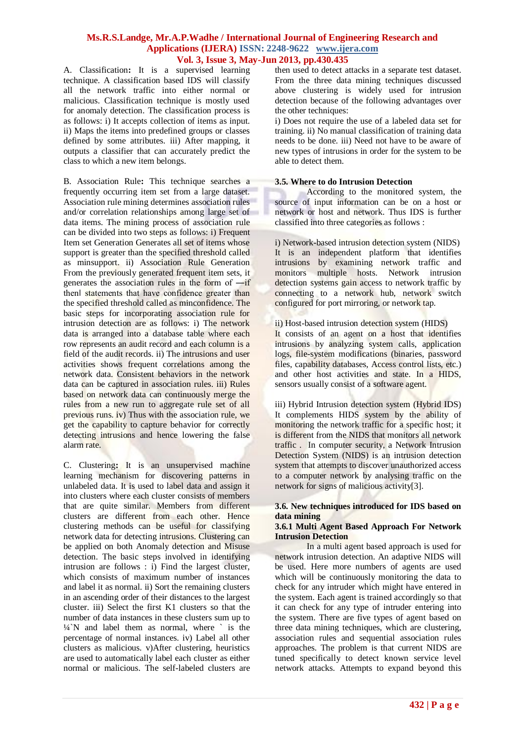A. Classification**:** It is a supervised learning technique. A classification based IDS will classify all the network traffic into either normal or malicious. Classification technique is mostly used for anomaly detection. The classification process is as follows: i) It accepts collection of items as input. ii) Maps the items into predefined groups or classes defined by some attributes. iii) After mapping, it outputs a classifier that can accurately predict the class to which a new item belongs.

B. Association Rule**:** This technique searches a frequently occurring item set from a large dataset. Association rule mining determines association rules and/or correlation relationships among large set of data items. The mining process of association rule can be divided into two steps as follows: i) Frequent Item set Generation Generates all set of items whose support is greater than the specified threshold called as minsupport. ii) Association Rule Generation From the previously generated frequent item sets, it generates the association rules in the form of ―if then‖ statements that have confidence greater than the specified threshold called as minconfidence. The basic steps for incorporating association rule for intrusion detection are as follows: i) The network data is arranged into a database table where each row represents an audit record and each column is a field of the audit records. ii) The intrusions and user activities shows frequent correlations among the network data. Consistent behaviors in the network data can be captured in association rules. iii) Rules based on network data can continuously merge the rules from a new run to aggregate rule set of all previous runs. iv) Thus with the association rule, we get the capability to capture behavior for correctly detecting intrusions and hence lowering the false alarm rate.

C. Clustering**:** It is an unsupervised machine learning mechanism for discovering patterns in unlabeled data. It is used to label data and assign it into clusters where each cluster consists of members that are quite similar. Members from different clusters are different from each other. Hence clustering methods can be useful for classifying network data for detecting intrusions. Clustering can be applied on both Anomaly detection and Misuse detection. The basic steps involved in identifying intrusion are follows : i) Find the largest cluster, which consists of maximum number of instances and label it as normal. ii) Sort the remaining clusters in an ascending order of their distances to the largest cluster. iii) Select the first K1 clusters so that the number of data instances in these clusters sum up to ¼`N and label them as normal, where ` is the percentage of normal instances. iv) Label all other clusters as malicious. v)After clustering, heuristics are used to automatically label each cluster as either normal or malicious. The self-labeled clusters are then used to detect attacks in a separate test dataset. From the three data mining techniques discussed above clustering is widely used for intrusion detection because of the following advantages over the other techniques:

i) Does not require the use of a labeled data set for training. ii) No manual classification of training data needs to be done. iii) Need not have to be aware of new types of intrusions in order for the system to be able to detect them.

### 3.5. Where to do Intrusion Detection

According to the monitored system, the source of input information can be on a host or network or host and network. Thus IDS is further classified into three categories as follows :

i) Network-based intrusion detection system (NIDS)
It is an independent platform that identifies intrusions by examining network traffic and monitors multiple hosts. Network intrusion detection systems gain access to network traffic by connecting to a network hub, network switch configured for port mirroring, or network tap.

ii) Host-based intrusion detection system (HIDS)
It consists of an agent on a host that identifies intrusions by analyzing system calls, application logs, file-system modifications (binaries, password files, capability databases, Access control lists, etc.) and other host activities and state. In a HIDS, sensors usually consist of a software agent.

iii) Hybrid Intrusion detection system (Hybrid IDS)
It complements HIDS system by the ability of monitoring the network traffic for a specific host; it is different from the NIDS that monitors all network traffic . In computer security, a Network Intrusion Detection System (NIDS) is an intrusion detection system that attempts to discover unauthorized access to a computer network by analysing traffic on the network for signs of malicious activity[3].

### 3.6. New techniques introduced for IDS based on data mining

#### 3.6.1 Multi Agent Based Approach For Network Intrusion Detection

In a multi agent based approach is used for network intrusion detection. An adaptive NIDS will be used. Here more numbers of agents are used which will be continuously monitoring the data to check for any intruder which might have entered in the system. Each agent is trained accordingly so that it can check for any type of intruder entering into the system. There are five types of agent based on three data mining techniques, which are clustering, association rules and sequential association rules approaches. The problem is that current NIDS are tuned specifically to detect known service level network attacks. Attempts to expand beyond this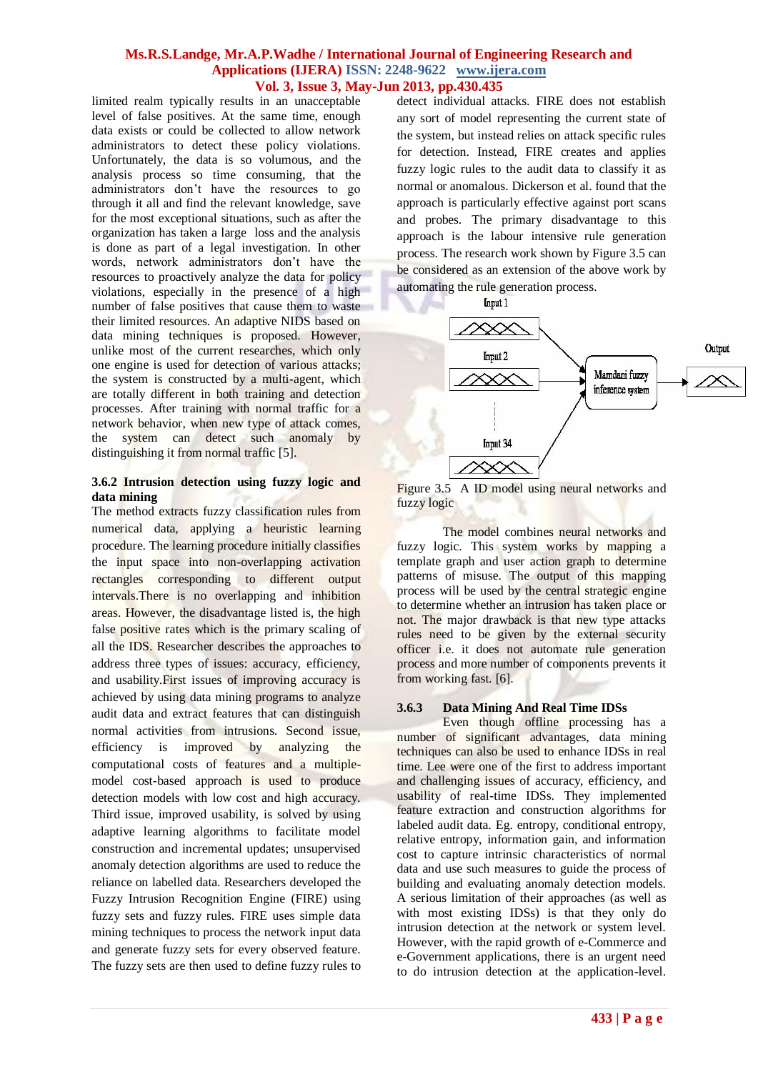limited realm typically results in an unacceptable level of false positives. At the same time, enough data exists or could be collected to allow network administrators to detect these policy violations. Unfortunately, the data is so volumous, and the analysis process so time consuming, that the administrators don't have the resources to go through it all and find the relevant knowledge, save for the most exceptional situations, such as after the organization has taken a large loss and the analysis is done as part of a legal investigation. In other words, network administrators don't have the resources to proactively analyze the data for policy violations, especially in the presence of a high number of false positives that cause them to waste their limited resources. An adaptive NIDS based on data mining techniques is proposed. However, unlike most of the current researches, which only one engine is used for detection of various attacks; the system is constructed by a multi-agent, which are totally different in both training and detection processes. After training with normal traffic for a network behavior, when new type of attack comes, the system can detect such anomaly by distinguishing it from normal traffic [5].

### 3.6.2 Intrusion detection using fuzzy logic and data mining

The method extracts fuzzy classification rules from numerical data, applying a heuristic learning procedure. The learning procedure initially classifies the input space into non-overlapping activation rectangles corresponding to different output intervals.There is no overlapping and inhibition areas. However, the disadvantage listed is, the high false positive rates which is the primary scaling of all the IDS. Researcher describes the approaches to address three types of issues: accuracy, efficiency, and usability.First issues of improving accuracy is achieved by using data mining programs to analyze audit data and extract features that can distinguish normal activities from intrusions. Second issue, efficiency is improved by analyzing the computational costs of features and a multiple-model cost-based approach is used to produce detection models with low cost and high accuracy. Third issue, improved usability, is solved by using adaptive learning algorithms to facilitate model construction and incremental updates; unsupervised anomaly detection algorithms are used to reduce the reliance on labelled data. Researchers developed the Fuzzy Intrusion Recognition Engine (FIRE) using fuzzy sets and fuzzy rules. FIRE uses simple data mining techniques to process the network input data and generate fuzzy sets for every observed feature. The fuzzy sets are then used to define fuzzy rules to detect individual attacks. FIRE does not establish any sort of model representing the current state of the system, but instead relies on attack specific rules for detection. Instead, FIRE creates and applies fuzzy logic rules to the audit data to classify it as normal or anomalous. Dickerson et al. found that the approach is particularly effective against port scans and probes. The primary disadvantage to this approach is the labour intensive rule generation process. The research work shown by Figure 3.5 can be considered as an extension of the above work by automating the rule generation process.

Input 1

Input 2

Input 34

Mamdani fuzzy inference system

Output

Figure 3.5 A ID model using neural networks and fuzzy logic

The model combines neural networks and fuzzy logic. This system works by mapping a template graph and user action graph to determine patterns of misuse. The output of this mapping process will be used by the central strategic engine to determine whether an intrusion has taken place or not. The major drawback is that new type attacks rules need to be given by the external security officer i.e. it does not automate rule generation process and more number of components prevents it from working fast. [6].

### 3.6.3 Data Mining And Real Time IDSs

Even though offline processing has a number of significant advantages, data mining techniques can also be used to enhance IDSs in real time. Lee were one of the first to address important and challenging issues of accuracy, efficiency, and usability of real-time IDSs. They implemented feature extraction and construction algorithms for labeled audit data. Eg. entropy, conditional entropy, relative entropy, information gain, and information cost to capture intrinsic characteristics of normal data and use such measures to guide the process of building and evaluating anomaly detection models. A serious limitation of their approaches (as well as with most existing IDSs) is that they only do intrusion detection at the network or system level. However, with the rapid growth of e-Commerce and e-Government applications, there is an urgent need to do intrusion detection at the application-level.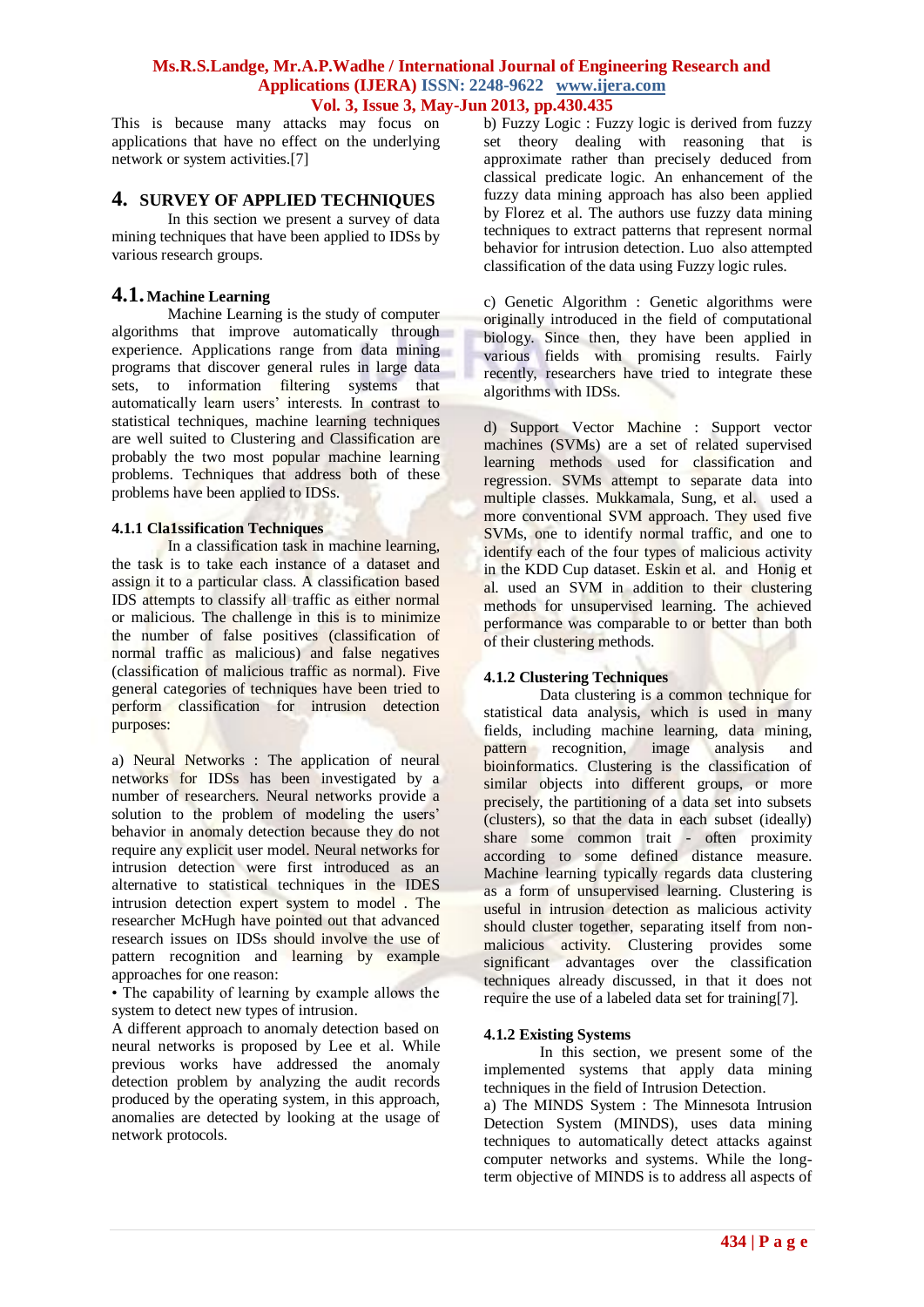This is because many attacks may focus on applications that have no effect on the underlying network or system activities.[7]

## 4. SURVEY OF APPLIED TECHNIQUES

In this section we present a survey of data mining techniques that have been applied to IDSs by various research groups.

### 4.1. Machine Learning

Machine Learning is the study of computer algorithms that improve automatically through experience. Applications range from data mining programs that discover general rules in large data sets, to information filtering systems that automatically learn users' interests. In contrast to statistical techniques, machine learning techniques are well suited to Clustering and Classification are probably the two most popular machine learning problems. Techniques that address both of these problems have been applied to IDSs.

#### 4.1.1 Cla1ssification Techniques

In a classification task in machine learning, the task is to take each instance of a dataset and assign it to a particular class. A classification based IDS attempts to classify all traffic as either normal or malicious. The challenge in this is to minimize the number of false positives (classification of normal traffic as malicious) and false negatives (classification of malicious traffic as normal). Five general categories of techniques have been tried to perform classification for intrusion detection purposes:

a) Neural Networks : The application of neural networks for IDSs has been investigated by a number of researchers. Neural networks provide a solution to the problem of modeling the users' behavior in anomaly detection because they do not require any explicit user model. Neural networks for intrusion detection were first introduced as an alternative to statistical techniques in the IDES intrusion detection expert system to model . The researcher McHugh have pointed out that advanced research issues on IDSs should involve the use of pattern recognition and learning by example approaches for one reason:

- The capability of learning by example allows the system to detect new types of intrusion.

A different approach to anomaly detection based on neural networks is proposed by Lee et al. While previous works have addressed the anomaly detection problem by analyzing the audit records produced by the operating system, in this approach, anomalies are detected by looking at the usage of network protocols.

b) Fuzzy Logic : Fuzzy logic is derived from fuzzy set theory dealing with reasoning that is approximate rather than precisely deduced from classical predicate logic. An enhancement of the fuzzy data mining approach has also been applied by Florez et al. The authors use fuzzy data mining techniques to extract patterns that represent normal behavior for intrusion detection. Luo also attempted classification of the data using Fuzzy logic rules.

c) Genetic Algorithm : Genetic algorithms were originally introduced in the field of computational biology. Since then, they have been applied in various fields with promising results. Fairly recently, researchers have tried to integrate these algorithms with IDSs.

d) Support Vector Machine : Support vector machines (SVMs) are a set of related supervised learning methods used for classification and regression. SVMs attempt to separate data into multiple classes. Mukkamala, Sung, et al. used a more conventional SVM approach. They used five SVMs, one to identify normal traffic, and one to identify each of the four types of malicious activity in the KDD Cup dataset. Eskin et al. and Honig et al. used an SVM in addition to their clustering methods for unsupervised learning. The achieved performance was comparable to or better than both of their clustering methods.

#### 4.1.2 Clustering Techniques

Data clustering is a common technique for statistical data analysis, which is used in many fields, including machine learning, data mining, pattern recognition, image analysis and bioinformatics. Clustering is the classification of similar objects into different groups, or more precisely, the partitioning of a data set into subsets (clusters), so that the data in each subset (ideally) share some common trait - often proximity according to some defined distance measure. Machine learning typically regards data clustering as a form of unsupervised learning. Clustering is useful in intrusion detection as malicious activity should cluster together, separating itself from non-malicious activity. Clustering provides some significant advantages over the classification techniques already discussed, in that it does not require the use of a labeled data set for training[7].

#### 4.1.2 Existing Systems

In this section, we present some of the implemented systems that apply data mining techniques in the field of Intrusion Detection.

a) The MINDS System : The Minnesota Intrusion Detection System (MINDS), uses data mining techniques to automatically detect attacks against computer networks and systems. While the long-term objective of MINDS is to address all aspects of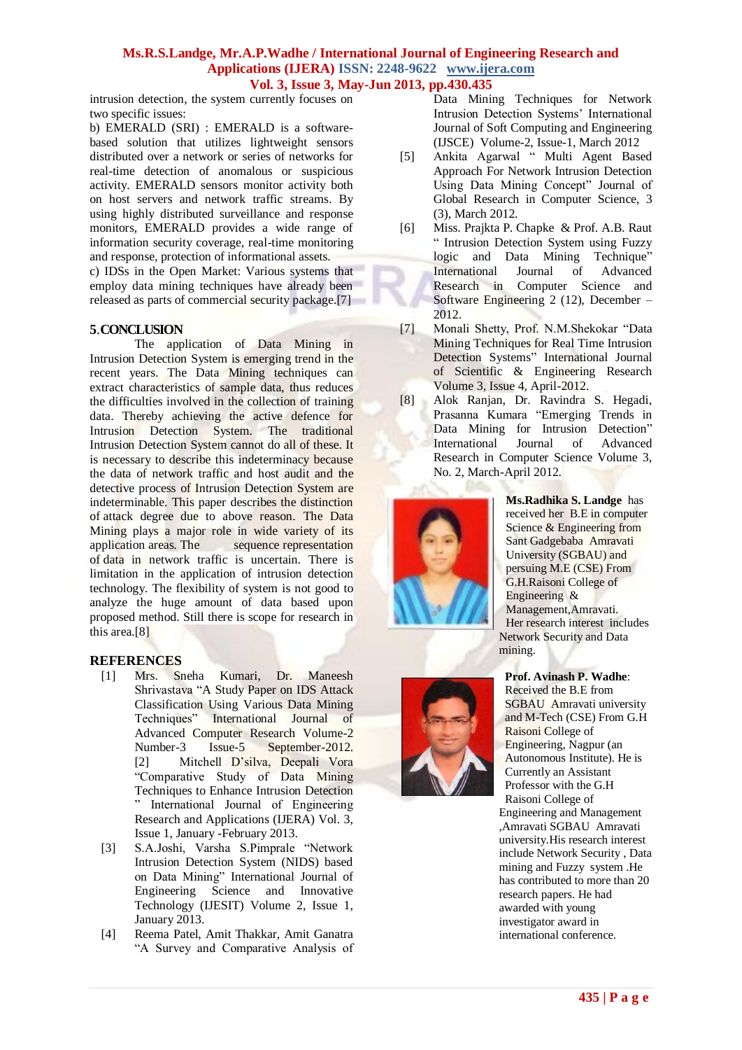intrusion detection, the system currently focuses on two specific issues:

b) EMERALD (SRI) : EMERALD is a software-based solution that utilizes lightweight sensors distributed over a network or series of networks for real-time detection of anomalous or suspicious activity. EMERALD sensors monitor activity both on host servers and network traffic streams. By using highly distributed surveillance and response monitors, EMERALD provides a wide range of information security coverage, real-time monitoring and response, protection of informational assets.

c) IDSs in the Open Market: Various systems that employ data mining techniques have already been released as parts of commercial security package.[7]

## 5.CONCLUSION

The application of Data Mining in Intrusion Detection System is emerging trend in the recent years. The Data Mining techniques can extract characteristics of sample data, thus reduces the difficulties involved in the collection of training data. Thereby achieving the active defence for Intrusion Detection System. The traditional Intrusion Detection System cannot do all of these. It is necessary to describe this indeterminacy because the data of network traffic and host audit and the detective process of Intrusion Detection System are indeterminable. This paper describes the distinction of attack degree due to above reason. The Data Mining plays a major role in wide variety of its application areas. The sequence representation of data in network traffic is uncertain. There is limitation in the application of intrusion detection technology. The flexibility of system is not good to analyze the huge amount of data based upon proposed method. Still there is scope for research in this area.[8]

## REFERENCES

[1] Mrs. Sneha Kumari, Dr. Maneesh Shrivastava "A Study Paper on IDS Attack Classification Using Various Data Mining Techniques" International Journal of Advanced Computer Research Volume-2 Number-3 Issue-5 September-2012.

[2] Mitchell D'silva, Deepali Vora "Comparative Study of Data Mining Techniques to Enhance Intrusion Detection " International Journal of Engineering Research and Applications (IJERA) Vol. 3, Issue 1, January -February 2013.

[3] S.A.Joshi, Varsha S.Pimprale "Network Intrusion Detection System (NIDS) based on Data Mining" International Journal of Engineering Science and Innovative Technology (IJESIT) Volume 2, Issue 1, January 2013.

[4] Reema Patel, Amit Thakkar, Amit Ganatra "A Survey and Comparative Analysis of Data Mining Techniques for Network Intrusion Detection Systems' International Journal of Soft Computing and Engineering (IJSCE) Volume-2, Issue-1, March 2012

[5] Ankita Agarwal " Multi Agent Based Approach For Network Intrusion Detection Using Data Mining Concept" Journal of Global Research in Computer Science, 3 (3), March 2012.

[6] Miss. Prajkta P. Chapke & Prof. A.B. Raut " Intrusion Detection System using Fuzzy logic and Data Mining Technique" International Journal of Advanced Research in Computer Science and Software Engineering 2 (12), December – 2012.

[7] Monali Shetty, Prof. N.M.Shekokar "Data Mining Techniques for Real Time Intrusion Detection Systems" International Journal of Scientific & Engineering Research Volume 3, Issue 4, April-2012.

[8] Alok Ranjan, Dr. Ravindra S. Hegadi, Prasanna Kumara "Emerging Trends in Data Mining for Intrusion Detection" International Journal of Advanced Research in Computer Science Volume 3, No. 2, March-April 2012.

**Ms.Radhika S. Landge** has received her B.E in computer Science & Engineering from Sant Gadgebaba Amravati University (SGBAU) and persuing M.E (CSE) From G.H.Raisoni College of Engineering & Management,Amravati. Her research interest includes Network Security and Data mining.

**Prof. Avinash P. Wadhe**: Received the B.E from SGBAU Amravati university and M-Tech (CSE) From G.H Raisoni College of Engineering, Nagpur (an Autonomous Institute). He is Currently an Assistant Professor with the G.H Raisoni College of Engineering and Management ,Amravati SGBAU Amravati university.His research interest include Network Security , Data mining and Fuzzy system .He has contributed to more than 20 research papers. He had awarded with young investigator award in international conference.